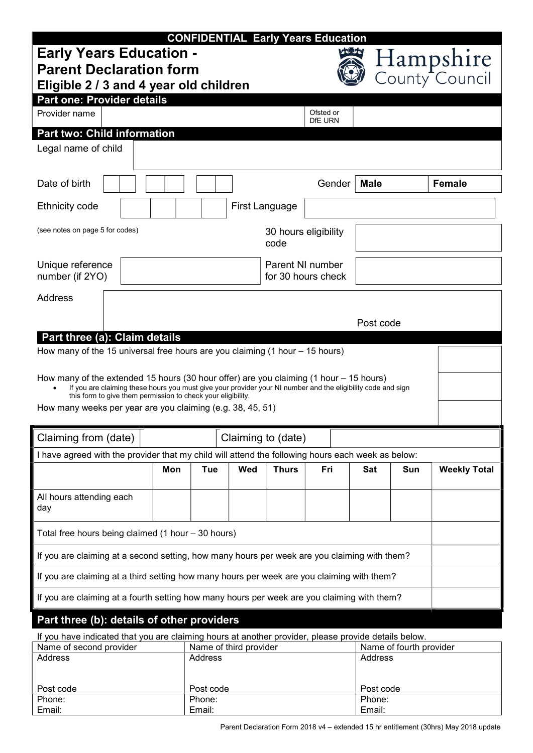**CONFIDENTIAL Early Years Education**

# Early Years Education - Parent Declaration form

## Eligible 2 / 3 and 4 year old children

Hampshire County Council

## Part one: Provider details

| Provider name | | Ofsted or DfE URN | |
|---|---|---|---|

## Part two: Child information

| Legal name of child | |
|---|---|

| Date of birth | | Gender | Male | Female |
|---|---|---|---|---|

| Ethnicity code | | First Language | |
|---|---|---|---|

(see notes on page 5 for codes)

| 30 hours eligibility code | |
|---|---|

| Unique reference number (if 2YO) | | Parent NI number for 30 hours check | |
|---|---|---|---|

| Address | | Post code | |
|---|---|---|---|

## Part three (a): Claim details

| | |
|---|---|
| How many of the 15 universal free hours are you claiming (1 hour – 15 hours) | |
| How many of the extended 15 hours (30 hour offer) are you claiming (1 hour – 15 hours)<br>• If you are claiming these hours you must give your provider your NI number and the eligibility code and sign this form to give them permission to check your eligibility. | |
| How many weeks per year are you claiming (e.g. 38, 45, 51) | |

| Claiming from (date) | | Claiming to (date) | |
|---|---|---|---|

I have agreed with the provider that my child will attend the following hours each week as below:

| | Mon | Tue | Wed | Thurs | Fri | Sat | Sun | Weekly Total |
|---|---|---|---|---|---|---|---|---|
| All hours attending each day | | | | | | | | |
| Total free hours being claimed (1 hour – 30 hours) | | | | | | | | |
| If you are claiming at a second setting, how many hours per week are you claiming with them? | | | | | | | | |
| If you are claiming at a third setting how many hours per week are you claiming with them? | | | | | | | | |
| If you are claiming at a fourth setting how many hours per week are you claiming with them? | | | | | | | | |

## Part three (b): details of other providers

If you have indicated that you are claiming hours at another provider, please provide details below.

| Name of second provider | Name of third provider | Name of fourth provider |
|---|---|---|
| Address | Address | Address |
| Post code | Post code | Post code |
| Phone: | Phone: | Phone: |
| Email: | Email: | Email: |

Parent Declaration Form 2018 v4 – extended 15 hr entitlement (30hrs) May 2018 update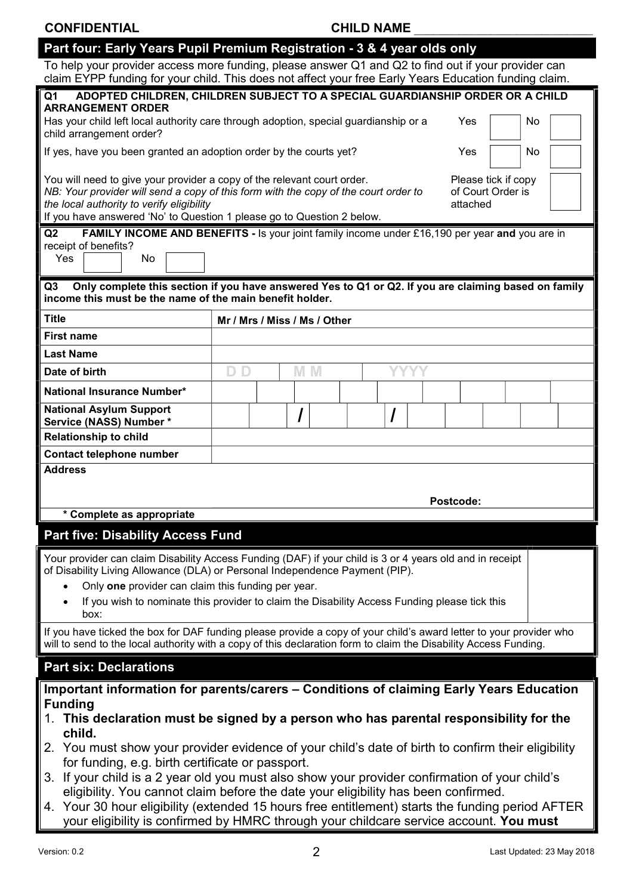**CONFIDENTIAL** **CHILD NAME** ___________________________

## Part four: Early Years Pupil Premium Registration - 3 & 4 year olds only

To help your provider access more funding, please answer Q1 and Q2 to find out if your provider can claim EYPP funding for your child. This does not affect your free Early Years Education funding claim.

**Q1 ADOPTED CHILDREN, CHILDREN SUBJECT TO A SPECIAL GUARDIANSHIP ORDER OR A CHILD ARRANGEMENT ORDER**

Has your child left local authority care through adoption, special guardianship or a child arrangement order? Yes ☐ No ☐

If yes, have you been granted an adoption order by the courts yet? Yes ☐ No ☐

You will need to give your provider a copy of the relevant court order. Please tick if copy of Court Order is attached ☐

*NB: Your provider will send a copy of this form with the copy of the court order to the local authority to verify eligibility*

If you have answered 'No' to Question 1 please go to Question 2 below.

**Q2 FAMILY INCOME AND BENEFITS -** Is your joint family income under £16,190 per year **and** you are in receipt of benefits?

Yes ☐ No ☐

**Q3 Only complete this section if you have answered Yes to Q1 or Q2. If you are claiming based on family income this must be the name of the main benefit holder.**

| | |
|---|---|
| **Title** | **Mr / Mrs / Miss / Ms / Other** |
| **First name** | |
| **Last Name** | |
| **Date of birth** | DD / MM / YYYY |
| **National Insurance Number*** | |
| **National Asylum Support Service (NASS) Number *** | / / |
| **Relationship to child** | |
| **Contact telephone number** | |
| **Address** | Postcode: |

**\* Complete as appropriate**

## Part five: Disability Access Fund

Your provider can claim Disability Access Funding (DAF) if your child is 3 or 4 years old and in receipt of Disability Living Allowance (DLA) or Personal Independence Payment (PIP).

- Only **one** provider can claim this funding per year.
- If you wish to nominate this provider to claim the Disability Access Funding please tick this box: ☐

If you have ticked the box for DAF funding please provide a copy of your child's award letter to your provider who will to send to the local authority with a copy of this declaration form to claim the Disability Access Funding.

## Part six: Declarations

### Important information for parents/carers – Conditions of claiming Early Years Education Funding

1. **This declaration must be signed by a person who has parental responsibility for the child.**
2. You must show your provider evidence of your child's date of birth to confirm their eligibility for funding, e.g. birth certificate or passport.
3. If your child is a 2 year old you must also show your provider confirmation of your child's eligibility. You cannot claim before the date your eligibility has been confirmed.
4. Your 30 hour eligibility (extended 15 hours free entitlement) starts the funding period AFTER your eligibility is confirmed by HMRC through your childcare service account. **You must**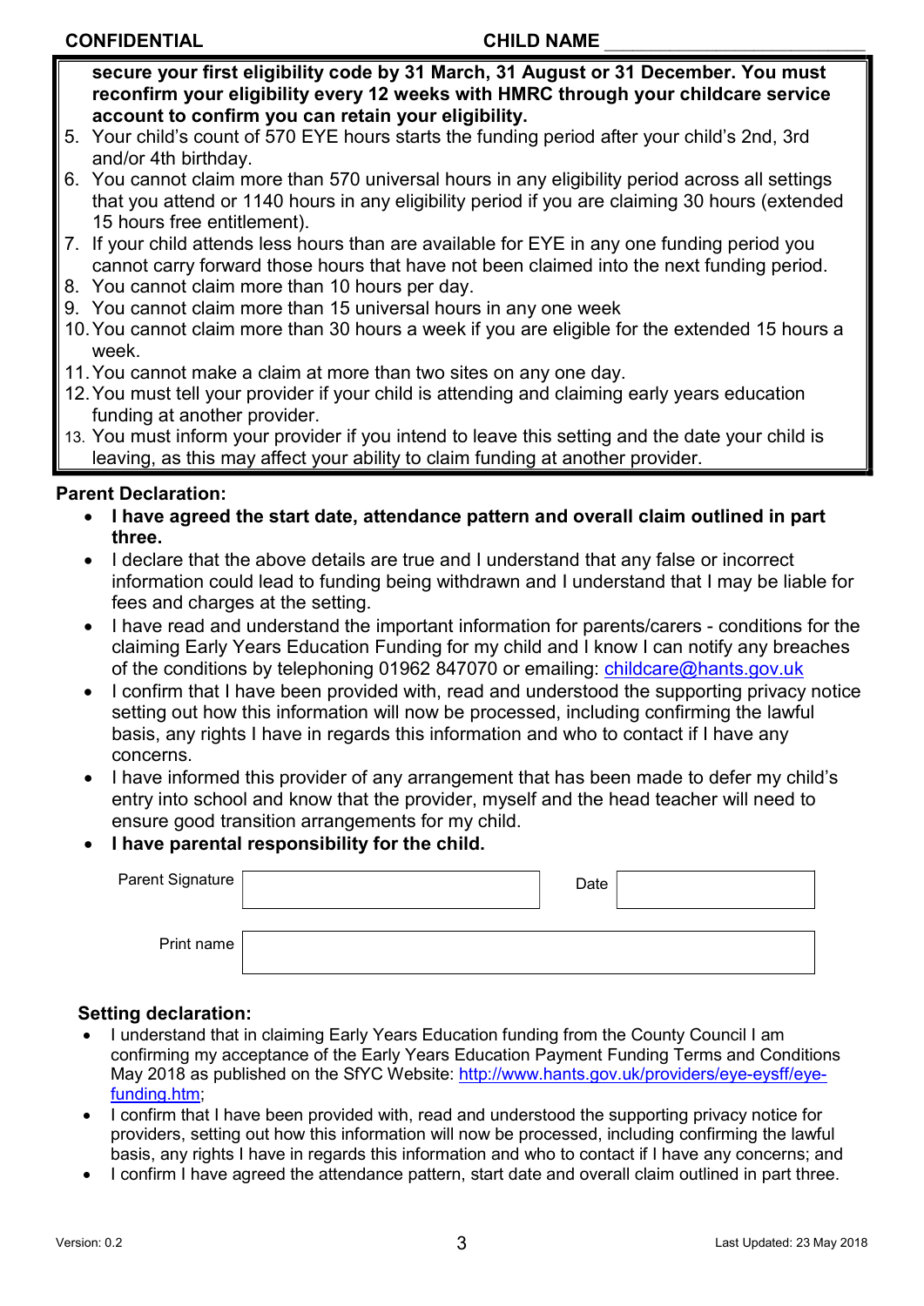**secure your first eligibility code by 31 March, 31 August or 31 December. You must reconfirm your eligibility every 12 weeks with HMRC through your childcare service account to confirm you can retain your eligibility.**

5. Your child's count of 570 EYE hours starts the funding period after your child's 2nd, 3rd and/or 4th birthday.
6. You cannot claim more than 570 universal hours in any eligibility period across all settings that you attend or 1140 hours in any eligibility period if you are claiming 30 hours (extended 15 hours free entitlement).
7. If your child attends less hours than are available for EYE in any one funding period you cannot carry forward those hours that have not been claimed into the next funding period.
8. You cannot claim more than 10 hours per day.
9. You cannot claim more than 15 universal hours in any one week
10. You cannot claim more than 30 hours a week if you are eligible for the extended 15 hours a week.
11. You cannot make a claim at more than two sites on any one day.
12. You must tell your provider if your child is attending and claiming early years education funding at another provider.
13. You must inform your provider if you intend to leave this setting and the date your child is leaving, as this may affect your ability to claim funding at another provider.

**Parent Declaration:**

- **I have agreed the start date, attendance pattern and overall claim outlined in part three.**
- I declare that the above details are true and I understand that any false or incorrect information could lead to funding being withdrawn and I understand that I may be liable for fees and charges at the setting.
- I have read and understand the important information for parents/carers - conditions for the claiming Early Years Education Funding for my child and I know I can notify any breaches of the conditions by telephoning 01962 847070 or emailing: childcare@hants.gov.uk
- I confirm that I have been provided with, read and understood the supporting privacy notice setting out how this information will now be processed, including confirming the lawful basis, any rights I have in regards this information and who to contact if I have any concerns.
- I have informed this provider of any arrangement that has been made to defer my child's entry into school and know that the provider, myself and the head teacher will need to ensure good transition arrangements for my child.
- **I have parental responsibility for the child.**

| Parent Signature | | Date | |
|---|---|---|---|
| Print name | | | |

**Setting declaration:**

- I understand that in claiming Early Years Education funding from the County Council I am confirming my acceptance of the Early Years Education Payment Funding Terms and Conditions May 2018 as published on the SfYC Website: http://www.hants.gov.uk/providers/eye-eysff/eye-funding.htm;
- I confirm that I have been provided with, read and understood the supporting privacy notice for providers, setting out how this information will now be processed, including confirming the lawful basis, any rights I have in regards this information and who to contact if I have any concerns; and
- I confirm I have agreed the attendance pattern, start date and overall claim outlined in part three.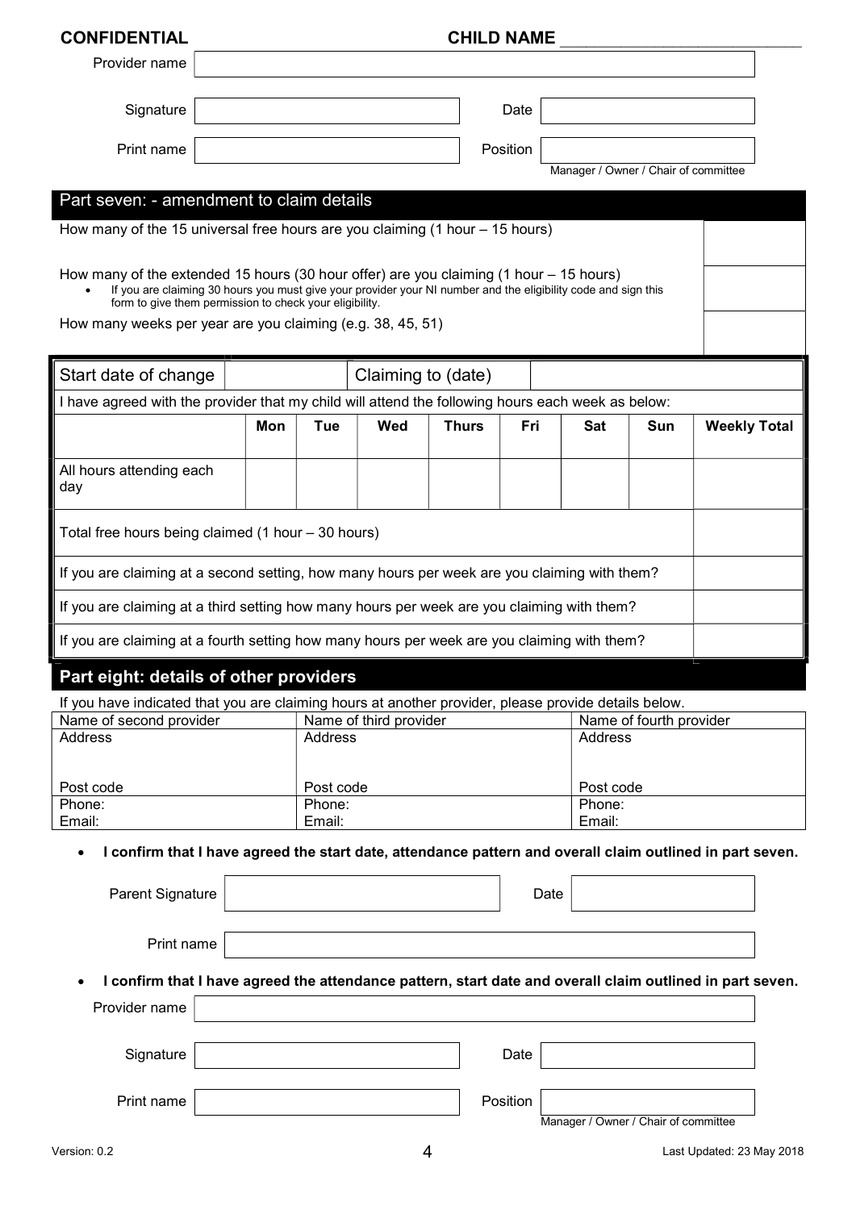**CONFIDENTIAL** **CHILD NAME** ___________________________

| | | | |
|---|---|---|---|
| Provider name | | | |
| Signature | | Date | |
| Print name | | Position | Manager / Owner / Chair of committee |

## Part seven: - amendment to claim details

| | |
|---|---|
| How many of the 15 universal free hours are you claiming (1 hour – 15 hours) | |
| How many of the extended 15 hours (30 hour offer) are you claiming (1 hour – 15 hours)<br>• If you are claiming 30 hours you must give your provider your NI number and the eligibility code and sign this form to give them permission to check your eligibility. | |
| How many weeks per year are you claiming (e.g. 38, 45, 51) | |

| Start date of change | | Claiming to (date) | |
|---|---|---|---|

I have agreed with the provider that my child will attend the following hours each week as below:

| | Mon | Tue | Wed | Thurs | Fri | Sat | Sun | Weekly Total |
|---|---|---|---|---|---|---|---|---|
| All hours attending each day | | | | | | | | |
| Total free hours being claimed (1 hour – 30 hours) | | | | | | | | |
| If you are claiming at a second setting, how many hours per week are you claiming with them? | | | | | | | | |
| If you are claiming at a third setting how many hours per week are you claiming with them? | | | | | | | | |
| If you are claiming at a fourth setting how many hours per week are you claiming with them? | | | | | | | | |

## Part eight: details of other providers

If you have indicated that you are claiming hours at another provider, please provide details below.

| Name of second provider | Name of third provider | Name of fourth provider |
|---|---|---|
| Address | Address | Address |
| Post code | Post code | Post code |
| Phone: | Phone: | Phone: |
| Email: | Email: | Email: |

- **I confirm that I have agreed the start date, attendance pattern and overall claim outlined in part seven.**

| | | | |
|---|---|---|---|
| Parent Signature | | Date | |
| Print name | | | |

- **I confirm that I have agreed the attendance pattern, start date and overall claim outlined in part seven.**

| | | | |
|---|---|---|---|
| Provider name | | | |
| Signature | | Date | |
| Print name | | Position | Manager / Owner / Chair of committee |

Version: 0.2 Last Updated: 23 May 2018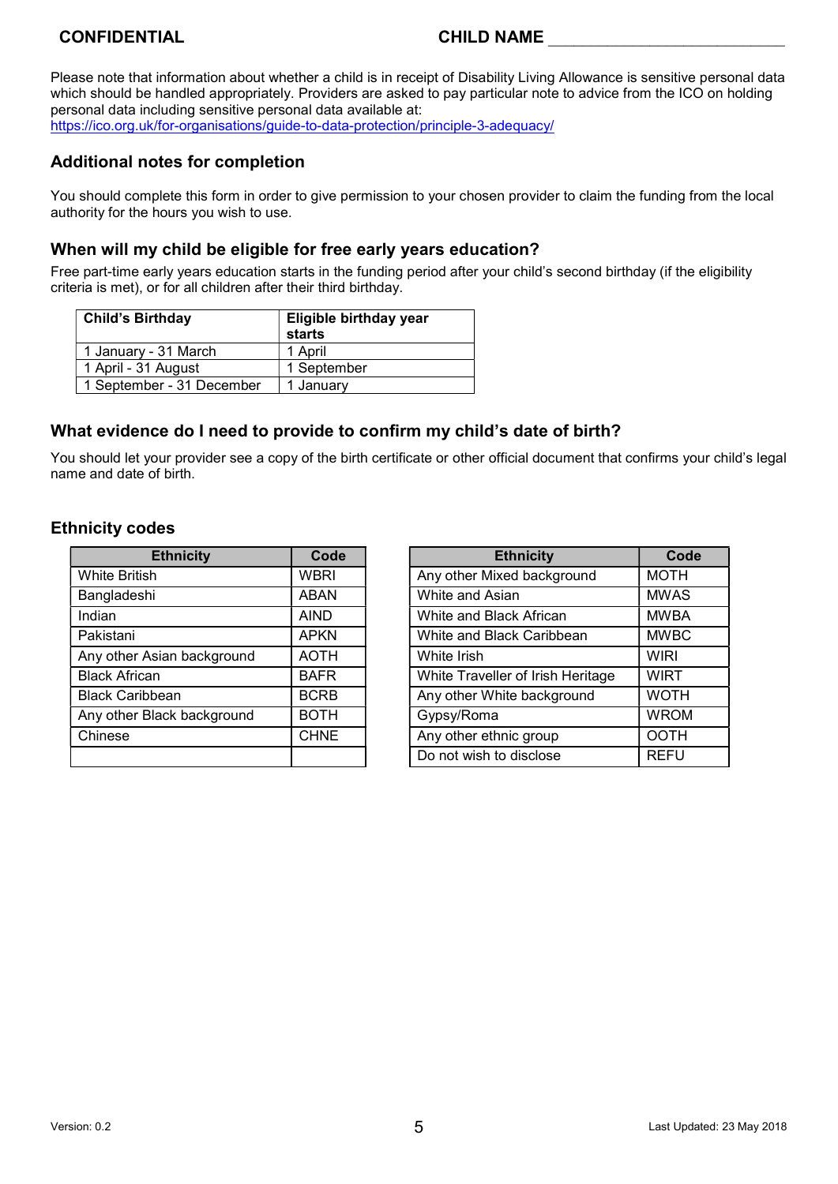**CONFIDENTIAL** **CHILD NAME** ___________________________

Please note that information about whether a child is in receipt of Disability Living Allowance is sensitive personal data which should be handled appropriately. Providers are asked to pay particular note to advice from the ICO on holding personal data including sensitive personal data available at: https://ico.org.uk/for-organisations/guide-to-data-protection/principle-3-adequacy/

## Additional notes for completion

You should complete this form in order to give permission to your chosen provider to claim the funding from the local authority for the hours you wish to use.

## When will my child be eligible for free early years education?

Free part-time early years education starts in the funding period after your child's second birthday (if the eligibility criteria is met), or for all children after their third birthday.

| Child's Birthday | Eligible birthday year starts |
|---|---|
| 1 January - 31 March | 1 April |
| 1 April - 31 August | 1 September |
| 1 September - 31 December | 1 January |

## What evidence do I need to provide to confirm my child's date of birth?

You should let your provider see a copy of the birth certificate or other official document that confirms your child's legal name and date of birth.

## Ethnicity codes

| Ethnicity | Code |
|---|---|
| White British | WBRI |
| Bangladeshi | ABAN |
| Indian | AIND |
| Pakistani | APKN |
| Any other Asian background | AOTH |
| Black African | BAFR |
| Black Caribbean | BCRB |
| Any other Black background | BOTH |
| Chinese | CHNE |
| | |

| Ethnicity | Code |
|---|---|
| Any other Mixed background | MOTH |
| White and Asian | MWAS |
| White and Black African | MWBA |
| White and Black Caribbean | MWBC |
| White Irish | WIRI |
| White Traveller of Irish Heritage | WIRT |
| Any other White background | WOTH |
| Gypsy/Roma | WROM |
| Any other ethnic group | OOTH |
| Do not wish to disclose | REFU |

Version: 0.2 Last Updated: 23 May 2018